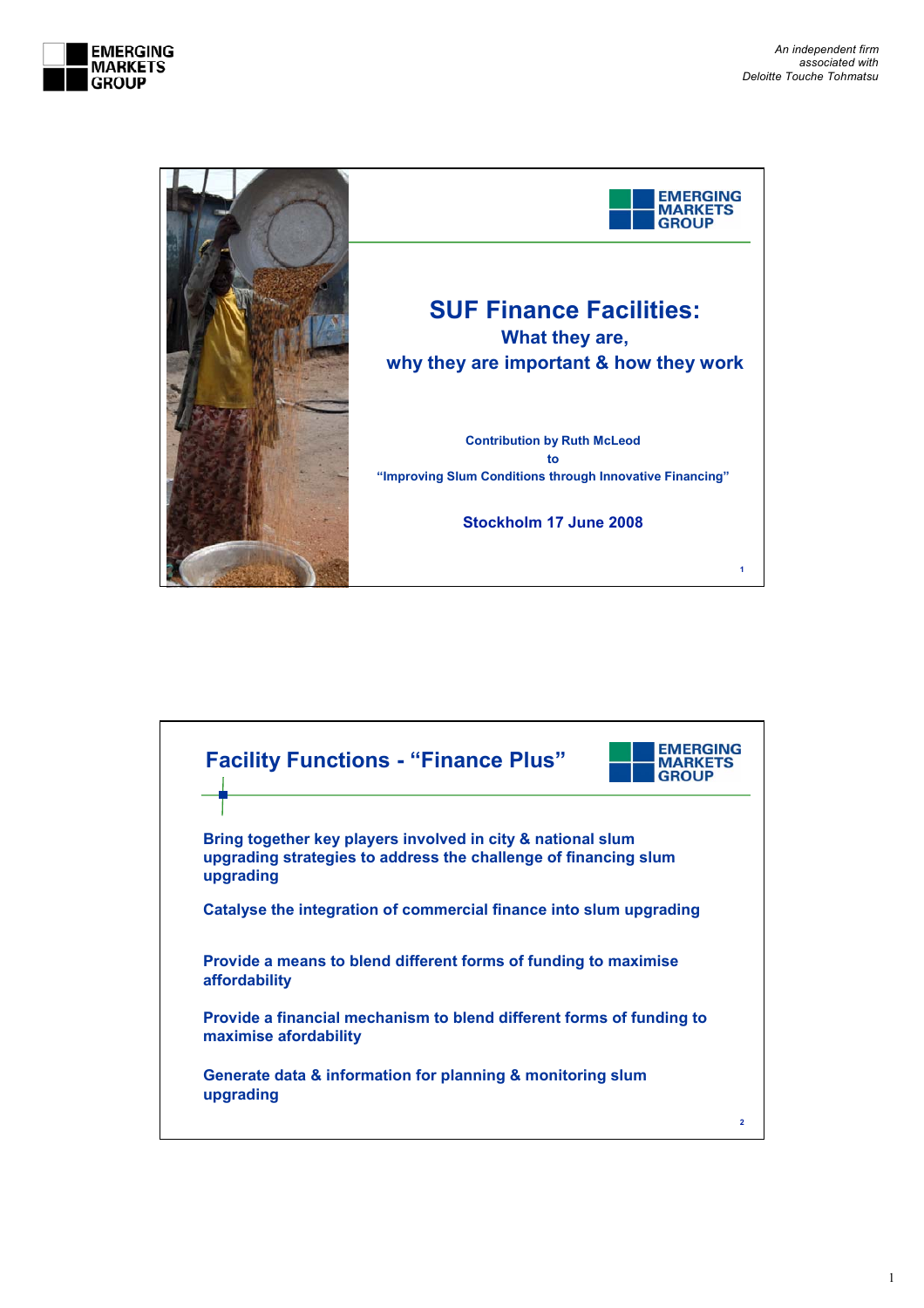# SUF Finance Facilities:

## What they are, why they are important & how they work

**Contribution by Ruth McLeod**
**to**
**"Improving Slum Conditions through Innovative Financing"**

**Stockholm 17 June 2008**

---

## Facility Functions - "Finance Plus"

**Bring together key players involved in city & national slum upgrading strategies to address the challenge of financing slum upgrading**

**Catalyse the integration of commercial finance into slum upgrading**

**Provide a means to blend different forms of funding to maximise affordability**

**Provide a financial mechanism to blend different forms of funding to maximise afordability**

**Generate data & information for planning & monitoring slum upgrading**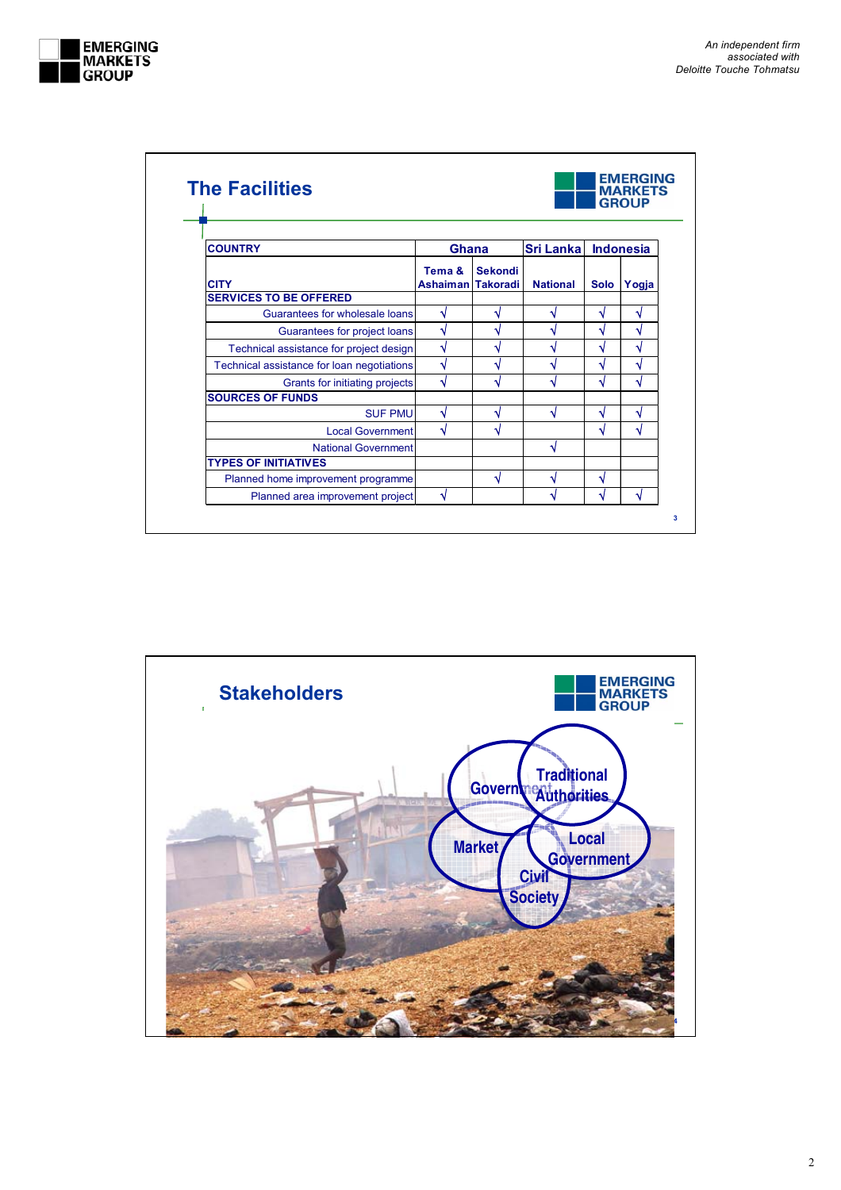## The Facilities

| COUNTRY | Ghana | | Sri Lanka | Indonesia | |
|---|---|---|---|---|---|
| CITY | Tema & Ashaiman | Sekondi Takoradi | National | Solo | Yogja |
| **SERVICES TO BE OFFERED** | | | | | |
| Guarantees for wholesale loans | √ | √ | √ | √ | √ |
| Guarantees for project loans | √ | √ | √ | √ | √ |
| Technical assistance for project design | √ | √ | √ | √ | √ |
| Technical assistance for loan negotiations | √ | √ | √ | √ | √ |
| Grants for initiating projects | √ | √ | √ | √ | √ |
| **SOURCES OF FUNDS** | | | | | |
| SUF PMU | √ | √ | √ | √ | √ |
| Local Government | √ | √ | | √ | √ |
| National Government | | | √ | | |
| **TYPES OF INITIATIVES** | | | | | |
| Planned home improvement programme | | √ | √ | √ | |
| Planned area improvement project | √ | | √ | √ | √ |

## Stakeholders

Government

Traditional Authorities

Market

Local Government

Civil Society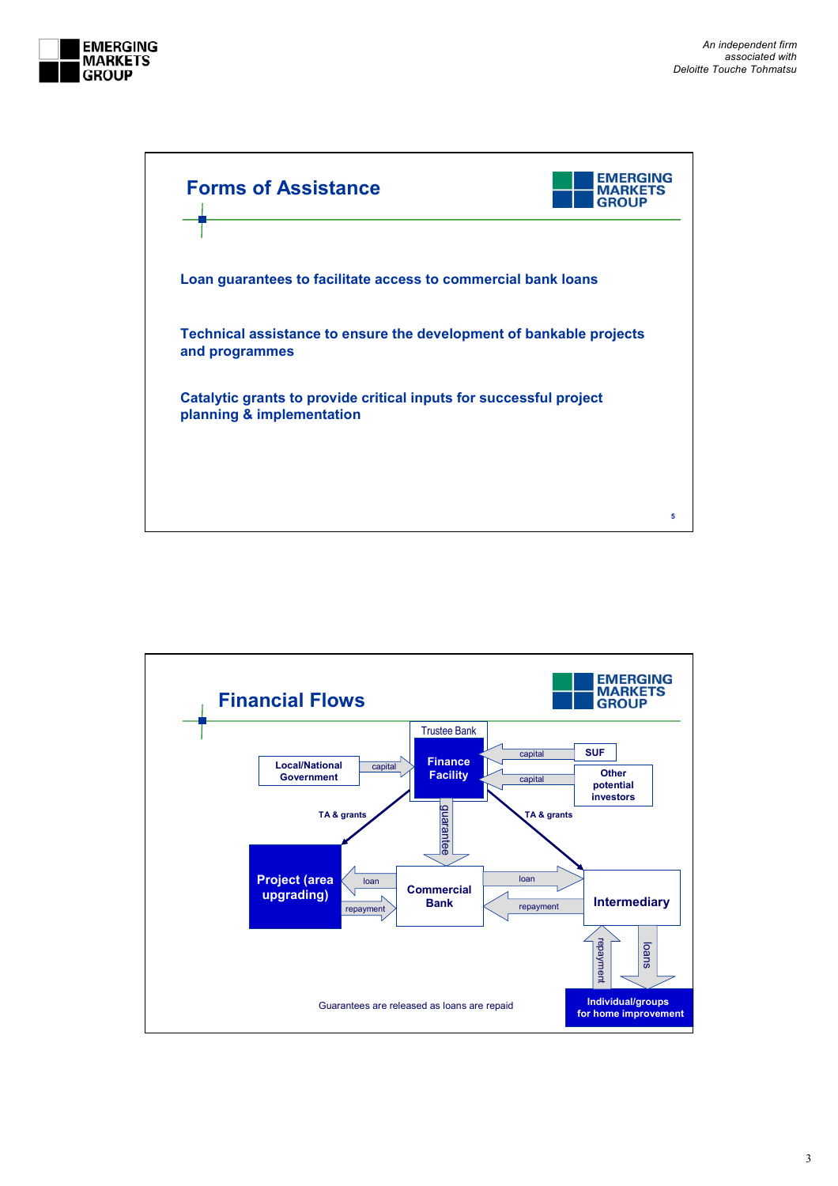## Forms of Assistance

Loan guarantees to facilitate access to commercial bank loans

Technical assistance to ensure the development of bankable projects and programmes

Catalytic grants to provide critical inputs for successful project planning & implementation

## Financial Flows

Trustee Bank

Finance Facility

Local/National Government — capital → Finance Facility

SUF — capital → Finance Facility

Other potential investors — capital → Finance Facility

Finance Facility — TA & grants → Project (area upgrading)

Finance Facility — TA & grants → Intermediary

Finance Facility — guarantee → Commercial Bank

Commercial Bank — loan → Project (area upgrading)

Project (area upgrading) — repayment → Commercial Bank

Commercial Bank — loan → Intermediary

Intermediary — repayment → Commercial Bank

Intermediary — loans → Individual/groups for home improvement

Individual/groups for home improvement — repayment → Intermediary

Guarantees are released as loans are repaid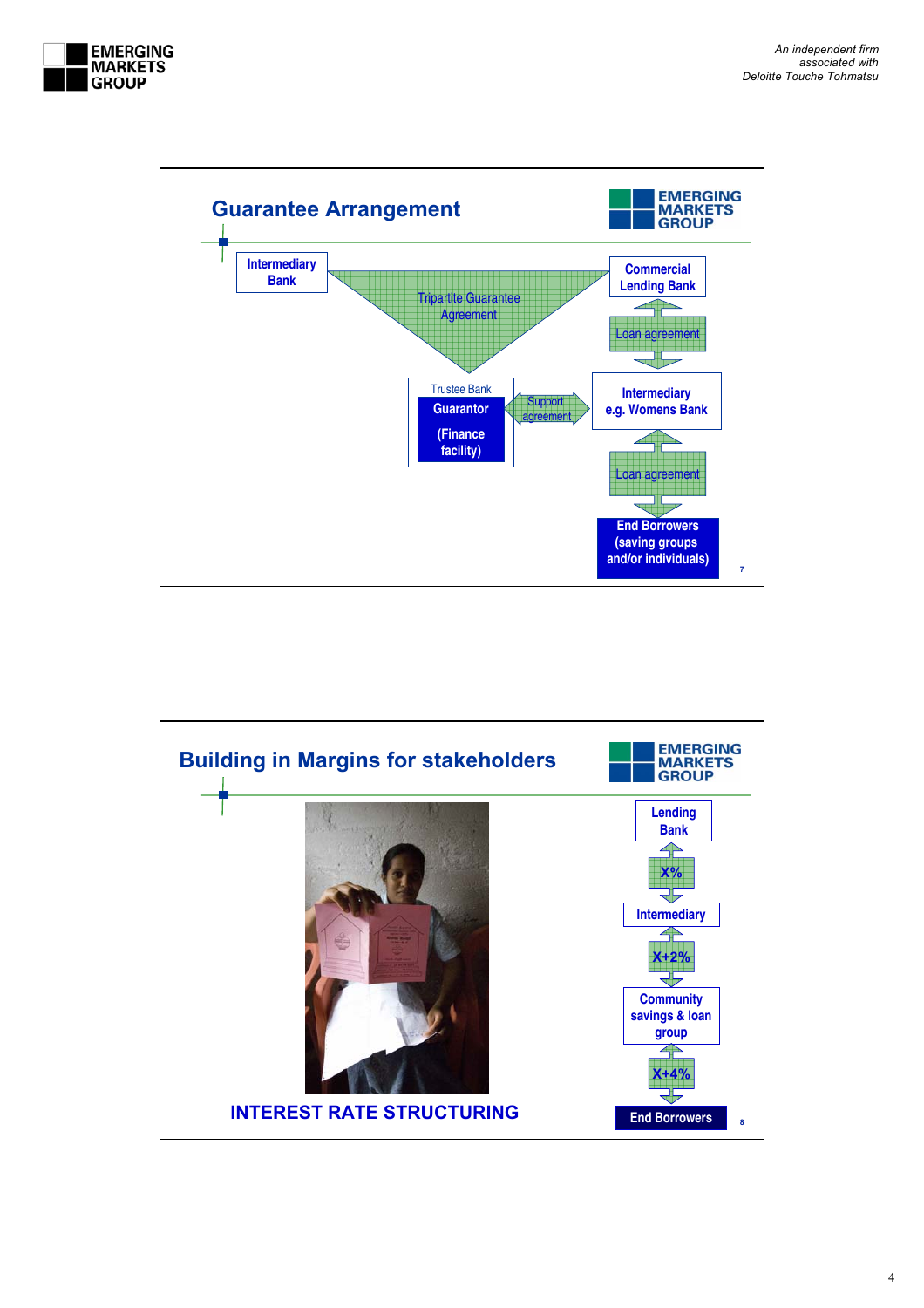## Guarantee Arrangement

Intermediary Bank

Tripartite Guarantee Agreement

Commercial Lending Bank

Loan agreement

Trustee Bank

**Guarantor**

**(Finance facility)**

Support agreement

Intermediary e.g. Womens Bank

Loan agreement

**End Borrowers (saving groups and/or individuals)**

## Building in Margins for stakeholders

**INTEREST RATE STRUCTURING**

Lending Bank

X%

Intermediary

X+2%

Community savings & loan group

X+4%

**End Borrowers**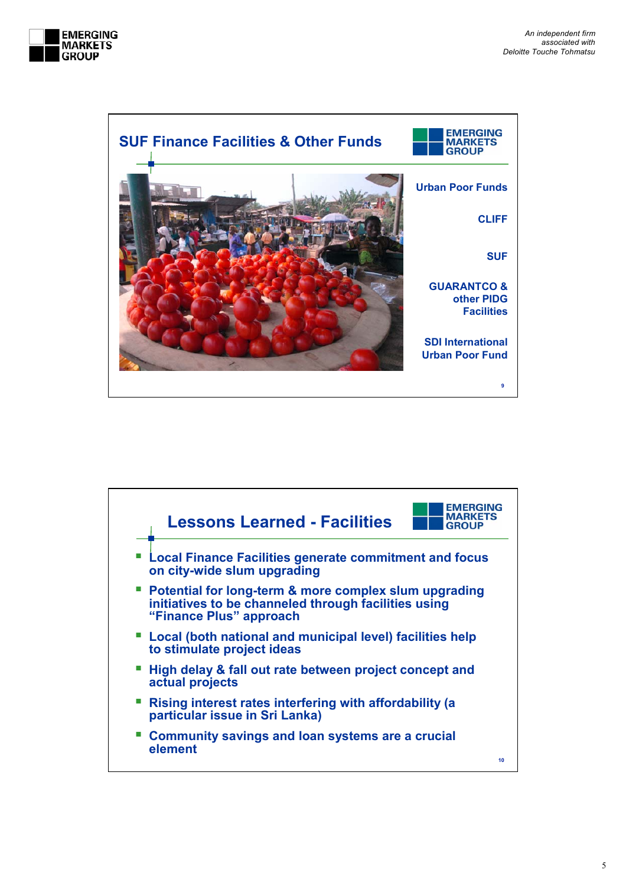## SUF Finance Facilities & Other Funds

- Urban Poor Funds
- CLIFF
- SUF
- GUARANTCO & other PIDG Facilities
- SDI International Urban Poor Fund

## Lessons Learned - Facilities

- Local Finance Facilities generate commitment and focus on city-wide slum upgrading
- Potential for long-term & more complex slum upgrading initiatives to be channeled through facilities using “Finance Plus” approach
- Local (both national and municipal level) facilities help to stimulate project ideas
- High delay & fall out rate between project concept and actual projects
- Rising interest rates interfering with affordability (a particular issue in Sri Lanka)
- Community savings and loan systems are a crucial element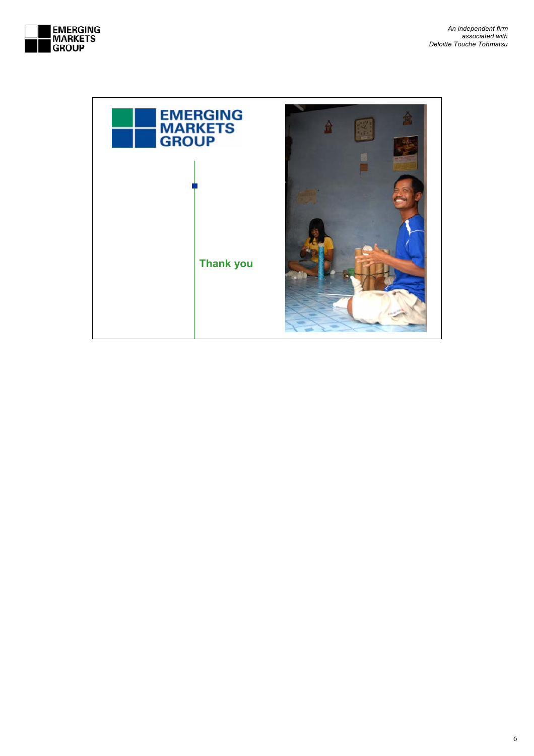EMERGING MARKETS GROUP

Thank you